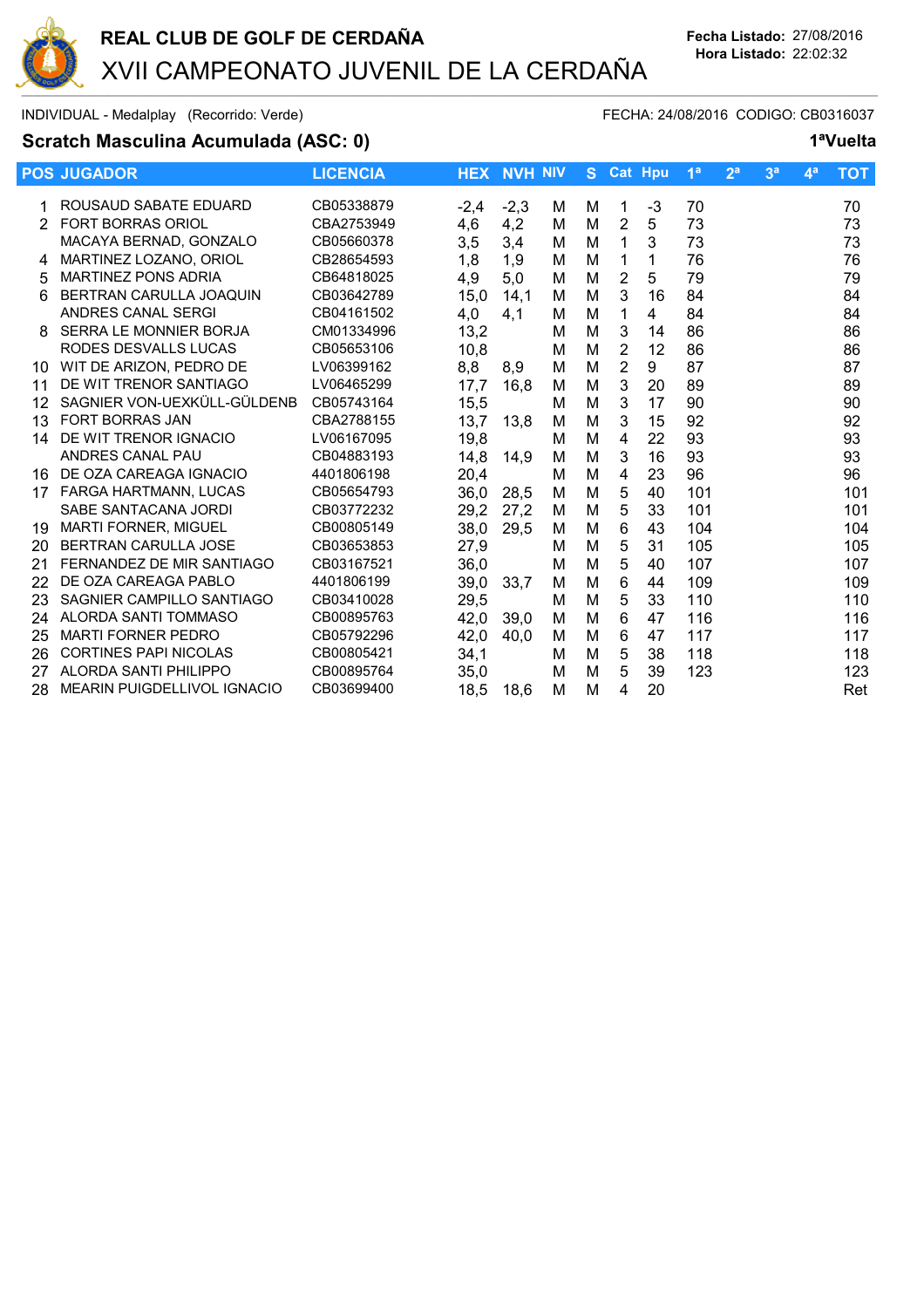# REAL CLUB DE GOLF DE CERDAÑA

## XVII CAMPEONATO JUVENIL DE LA CERDAÑA

**Fecha Listado:** 27/08/2016
**Hora Listado:** 22:02:32

INDIVIDUAL - Medalplay (Recorrido: Verde) FECHA: 24/08/2016 CODIGO: CB0316037

**Scratch Masculina Acumulada (ASC: 0)** **1ªVuelta**

| POS | JUGADOR | LICENCIA | HEX | NVH | NIV | S | Cat | Hpu | 1ª | 2ª | 3ª | 4ª | TOT |
|---|---|---|---|---|---|---|---|---|---|---|---|---|---|
| 1 | ROUSAUD SABATE EDUARD | CB05338879 | -2,4 | -2,3 | M | M | 1 | -3 | 70 | | | | 70 |
| 2 | FORT BORRAS ORIOL | CBA2753949 | 4,6 | 4,2 | M | M | 2 | 5 | 73 | | | | 73 |
| | MACAYA BERNAD, GONZALO | CB05660378 | 3,5 | 3,4 | M | M | 1 | 3 | 73 | | | | 73 |
| 4 | MARTINEZ LOZANO, ORIOL | CB28654593 | 1,8 | 1,9 | M | M | 1 | 1 | 76 | | | | 76 |
| 5 | MARTINEZ PONS ADRIA | CB64818025 | 4,9 | 5,0 | M | M | 2 | 5 | 79 | | | | 79 |
| 6 | BERTRAN CARULLA JOAQUIN | CB03642789 | 15,0 | 14,1 | M | M | 3 | 16 | 84 | | | | 84 |
| | ANDRES CANAL SERGI | CB04161502 | 4,0 | 4,1 | M | M | 1 | 4 | 84 | | | | 84 |
| 8 | SERRA LE MONNIER BORJA | CM01334996 | 13,2 | | M | M | 3 | 14 | 86 | | | | 86 |
| | RODES DESVALLS LUCAS | CB05653106 | 10,8 | | M | M | 2 | 12 | 86 | | | | 86 |
| 10 | WIT DE ARIZON, PEDRO DE | LV06399162 | 8,8 | 8,9 | M | M | 2 | 9 | 87 | | | | 87 |
| 11 | DE WIT TRENOR SANTIAGO | LV06465299 | 17,7 | 16,8 | M | M | 3 | 20 | 89 | | | | 89 |
| 12 | SAGNIER VON-UEXKÜLL-GÜLDENB | CB05743164 | 15,5 | | M | M | 3 | 17 | 90 | | | | 90 |
| 13 | FORT BORRAS JAN | CBA2788155 | 13,7 | 13,8 | M | M | 3 | 15 | 92 | | | | 92 |
| 14 | DE WIT TRENOR IGNACIO | LV06167095 | 19,8 | | M | M | 4 | 22 | 93 | | | | 93 |
| | ANDRES CANAL PAU | CB04883193 | 14,8 | 14,9 | M | M | 3 | 16 | 93 | | | | 93 |
| 16 | DE OZA CAREAGA IGNACIO | 4401806198 | 20,4 | | M | M | 4 | 23 | 96 | | | | 96 |
| 17 | FARGA HARTMANN, LUCAS | CB05654793 | 36,0 | 28,5 | M | M | 5 | 40 | 101 | | | | 101 |
| | SABE SANTACANA JORDI | CB03772232 | 29,2 | 27,2 | M | M | 5 | 33 | 101 | | | | 101 |
| 19 | MARTI FORNER, MIGUEL | CB00805149 | 38,0 | 29,5 | M | M | 6 | 43 | 104 | | | | 104 |
| 20 | BERTRAN CARULLA JOSE | CB03653853 | 27,9 | | M | M | 5 | 31 | 105 | | | | 105 |
| 21 | FERNANDEZ DE MIR SANTIAGO | CB03167521 | 36,0 | | M | M | 5 | 40 | 107 | | | | 107 |
| 22 | DE OZA CAREAGA PABLO | 4401806199 | 39,0 | 33,7 | M | M | 6 | 44 | 109 | | | | 109 |
| 23 | SAGNIER CAMPILLO SANTIAGO | CB03410028 | 29,5 | | M | M | 5 | 33 | 110 | | | | 110 |
| 24 | ALORDA SANTI TOMMASO | CB00895763 | 42,0 | 39,0 | M | M | 6 | 47 | 116 | | | | 116 |
| 25 | MARTI FORNER PEDRO | CB05792296 | 42,0 | 40,0 | M | M | 6 | 47 | 117 | | | | 117 |
| 26 | CORTINES PAPI NICOLAS | CB00805421 | 34,1 | | M | M | 5 | 38 | 118 | | | | 118 |
| 27 | ALORDA SANTI PHILIPPO | CB00895764 | 35,0 | | M | M | 5 | 39 | 123 | | | | 123 |
| 28 | MEARIN PUIGDELLIVOL IGNACIO | CB03699400 | 18,5 | 18,6 | M | M | 4 | 20 | | | | | Ret |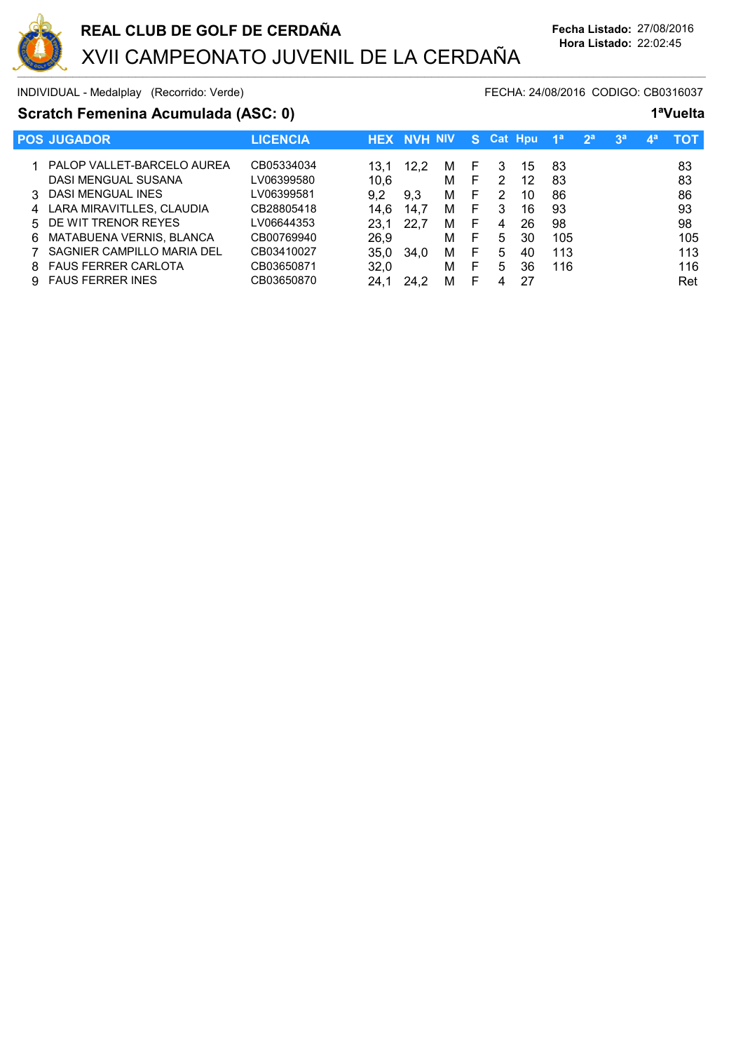# REAL CLUB DE GOLF DE CERDAÑA

## XVII CAMPEONATO JUVENIL DE LA CERDAÑA

**Fecha Listado:** 27/08/2016
**Hora Listado:** 22:02:45

INDIVIDUAL - Medalplay (Recorrido: Verde)

FECHA: 24/08/2016 CODIGO: CB0316037

### Scratch Femenina Acumulada (ASC: 0)

**1ªVuelta**

| POS | JUGADOR | LICENCIA | HEX | NVH | NIV | S | Cat | Hpu | 1ª | 2ª | 3ª | 4ª | TOT |
|---|---|---|---|---|---|---|---|---|---|---|---|---|---|
| 1 | PALOP VALLET-BARCELO AUREA | CB05334034 | 13,1 | 12,2 | M | F | 3 | 15 | 83 | | | | 83 |
| | DASI MENGUAL SUSANA | LV06399580 | 10,6 | | M | F | 2 | 12 | 83 | | | | 83 |
| 3 | DASI MENGUAL INES | LV06399581 | 9,2 | 9,3 | M | F | 2 | 10 | 86 | | | | 86 |
| 4 | LARA MIRAVITLLES, CLAUDIA | CB28805418 | 14,6 | 14,7 | M | F | 3 | 16 | 93 | | | | 93 |
| 5 | DE WIT TRENOR REYES | LV06644353 | 23,1 | 22,7 | M | F | 4 | 26 | 98 | | | | 98 |
| 6 | MATABUENA VERNIS, BLANCA | CB00769940 | 26,9 | | M | F | 5 | 30 | 105 | | | | 105 |
| 7 | SAGNIER CAMPILLO MARIA DEL | CB03410027 | 35,0 | 34,0 | M | F | 5 | 40 | 113 | | | | 113 |
| 8 | FAUS FERRER CARLOTA | CB03650871 | 32,0 | | M | F | 5 | 36 | 116 | | | | 116 |
| 9 | FAUS FERRER INES | CB03650870 | 24,1 | 24,2 | M | F | 4 | 27 | | | | | Ret |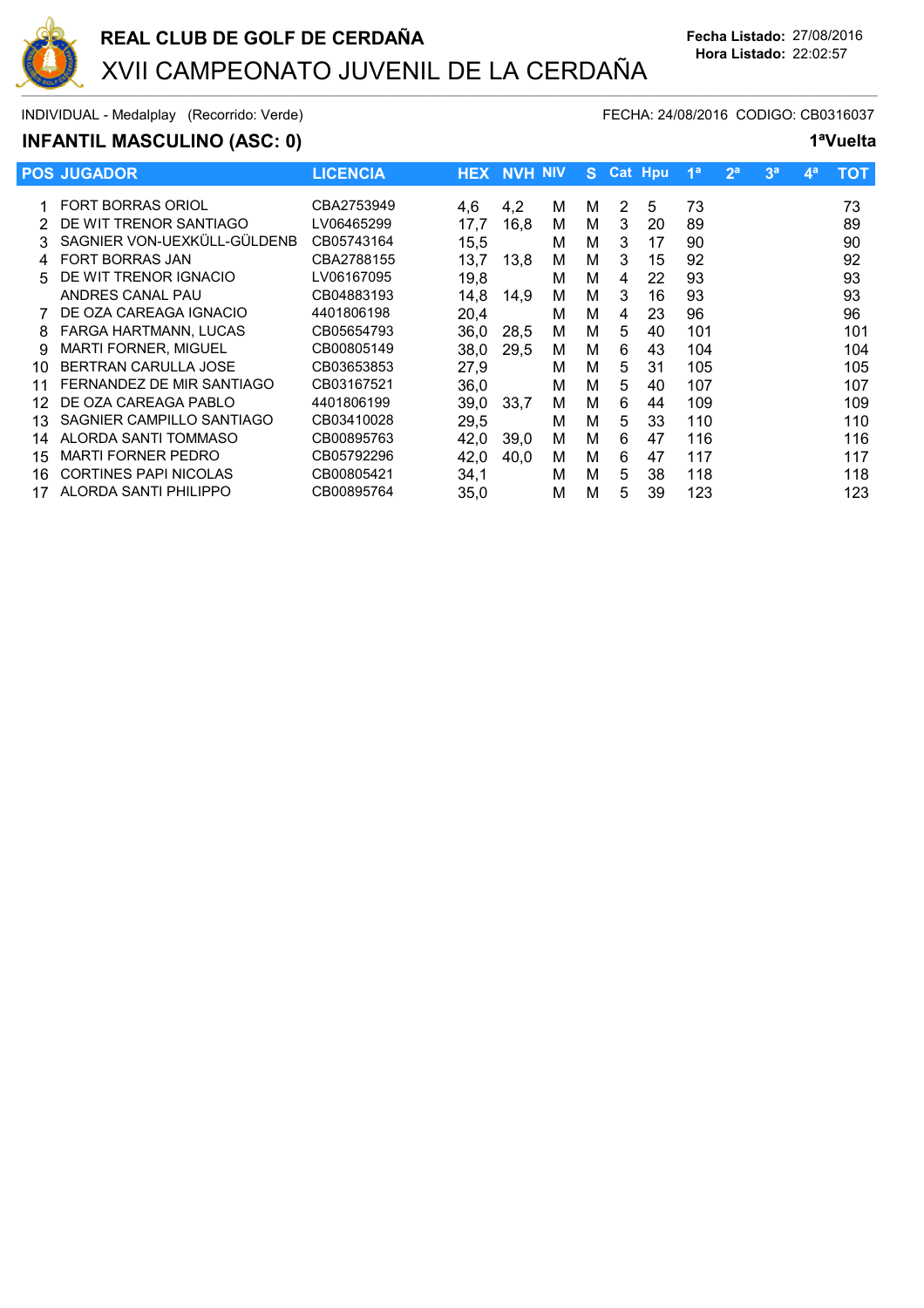# REAL CLUB DE GOLF DE CERDAÑA

## XVII CAMPEONATO JUVENIL DE LA CERDAÑA

**Fecha Listado:** 27/08/2016
**Hora Listado:** 22:02:57

INDIVIDUAL - Medalplay (Recorrido: Verde) FECHA: 24/08/2016 CODIGO: CB0316037

### INFANTIL MASCULINO (ASC: 0) 1ªVuelta

| POS | JUGADOR | LICENCIA | HEX | NVH | NIV | S | Cat | Hpu | 1ª | 2ª | 3ª | 4ª | TOT |
|---|---|---|---|---|---|---|---|---|---|---|---|---|---|
| 1 | FORT BORRAS ORIOL | CBA2753949 | 4,6 | 4,2 | M | M | 2 | 5 | 73 | | | | 73 |
| 2 | DE WIT TRENOR SANTIAGO | LV06465299 | 17,7 | 16,8 | M | M | 3 | 20 | 89 | | | | 89 |
| 3 | SAGNIER VON-UEXKÜLL-GÜLDENB | CB05743164 | 15,5 | | M | M | 3 | 17 | 90 | | | | 90 |
| 4 | FORT BORRAS JAN | CBA2788155 | 13,7 | 13,8 | M | M | 3 | 15 | 92 | | | | 92 |
| 5 | DE WIT TRENOR IGNACIO | LV06167095 | 19,8 | | M | M | 4 | 22 | 93 | | | | 93 |
| | ANDRES CANAL PAU | CB04883193 | 14,8 | 14,9 | M | M | 3 | 16 | 93 | | | | 93 |
| 7 | DE OZA CAREAGA IGNACIO | 4401806198 | 20,4 | | M | M | 4 | 23 | 96 | | | | 96 |
| 8 | FARGA HARTMANN, LUCAS | CB05654793 | 36,0 | 28,5 | M | M | 5 | 40 | 101 | | | | 101 |
| 9 | MARTI FORNER, MIGUEL | CB00805149 | 38,0 | 29,5 | M | M | 6 | 43 | 104 | | | | 104 |
| 10 | BERTRAN CARULLA JOSE | CB03653853 | 27,9 | | M | M | 5 | 31 | 105 | | | | 105 |
| 11 | FERNANDEZ DE MIR SANTIAGO | CB03167521 | 36,0 | | M | M | 5 | 40 | 107 | | | | 107 |
| 12 | DE OZA CAREAGA PABLO | 4401806199 | 39,0 | 33,7 | M | M | 6 | 44 | 109 | | | | 109 |
| 13 | SAGNIER CAMPILLO SANTIAGO | CB03410028 | 29,5 | | M | M | 5 | 33 | 110 | | | | 110 |
| 14 | ALORDA SANTI TOMMASO | CB00895763 | 42,0 | 39,0 | M | M | 6 | 47 | 116 | | | | 116 |
| 15 | MARTI FORNER PEDRO | CB05792296 | 42,0 | 40,0 | M | M | 6 | 47 | 117 | | | | 117 |
| 16 | CORTINES PAPI NICOLAS | CB00805421 | 34,1 | | M | M | 5 | 38 | 118 | | | | 118 |
| 17 | ALORDA SANTI PHILIPPO | CB00895764 | 35,0 | | M | M | 5 | 39 | 123 | | | | 123 |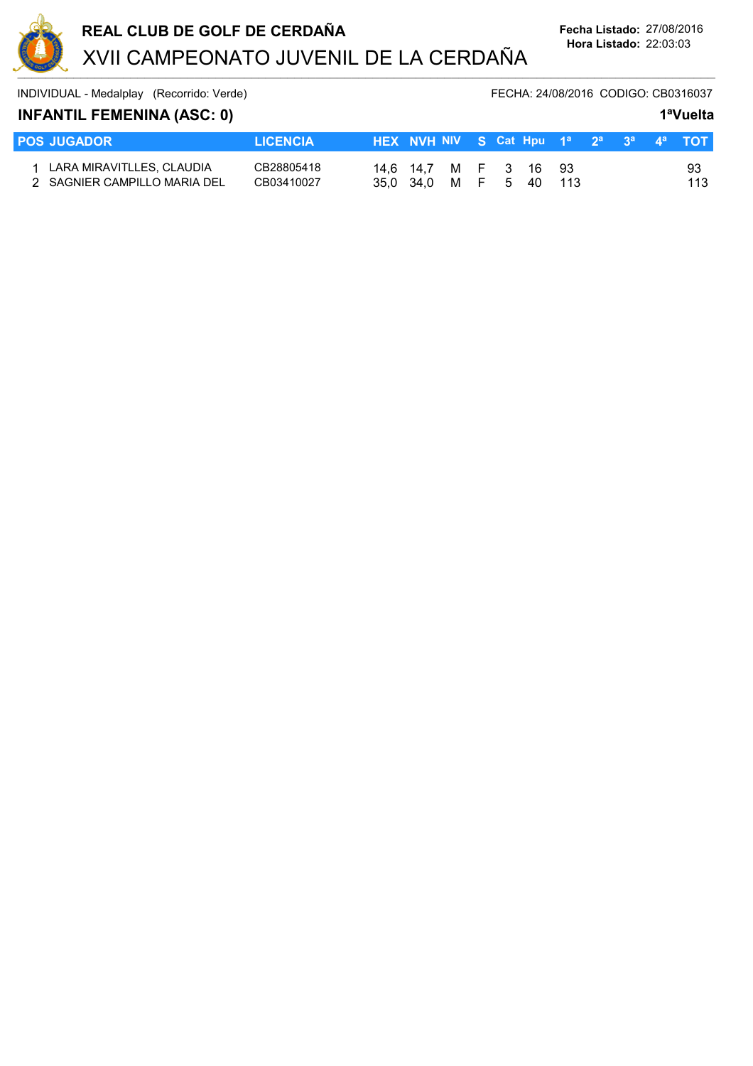# REAL CLUB DE GOLF DE CERDAÑA

## XVII CAMPEONATO JUVENIL DE LA CERDAÑA

**Fecha Listado:** 27/08/2016
**Hora Listado:** 22:03:03

INDIVIDUAL - Medalplay (Recorrido: Verde)

FECHA: 24/08/2016 CODIGO: CB0316037

### INFANTIL FEMENINA (ASC: 0)

**1ªVuelta**

| POS | JUGADOR | LICENCIA | HEX | NVH | NIV | S | Cat | Hpu | 1ª | 2ª | 3ª | 4ª | TOT |
|---|---|---|---|---|---|---|---|---|---|---|---|---|---|
| 1 | LARA MIRAVITLLES, CLAUDIA | CB28805418 | 14,6 | 14,7 | M | F | 3 | 16 | 93 | | | | 93 |
| 2 | SAGNIER CAMPILLO MARIA DEL | CB03410027 | 35,0 | 34,0 | M | F | 5 | 40 | 113 | | | | 113 |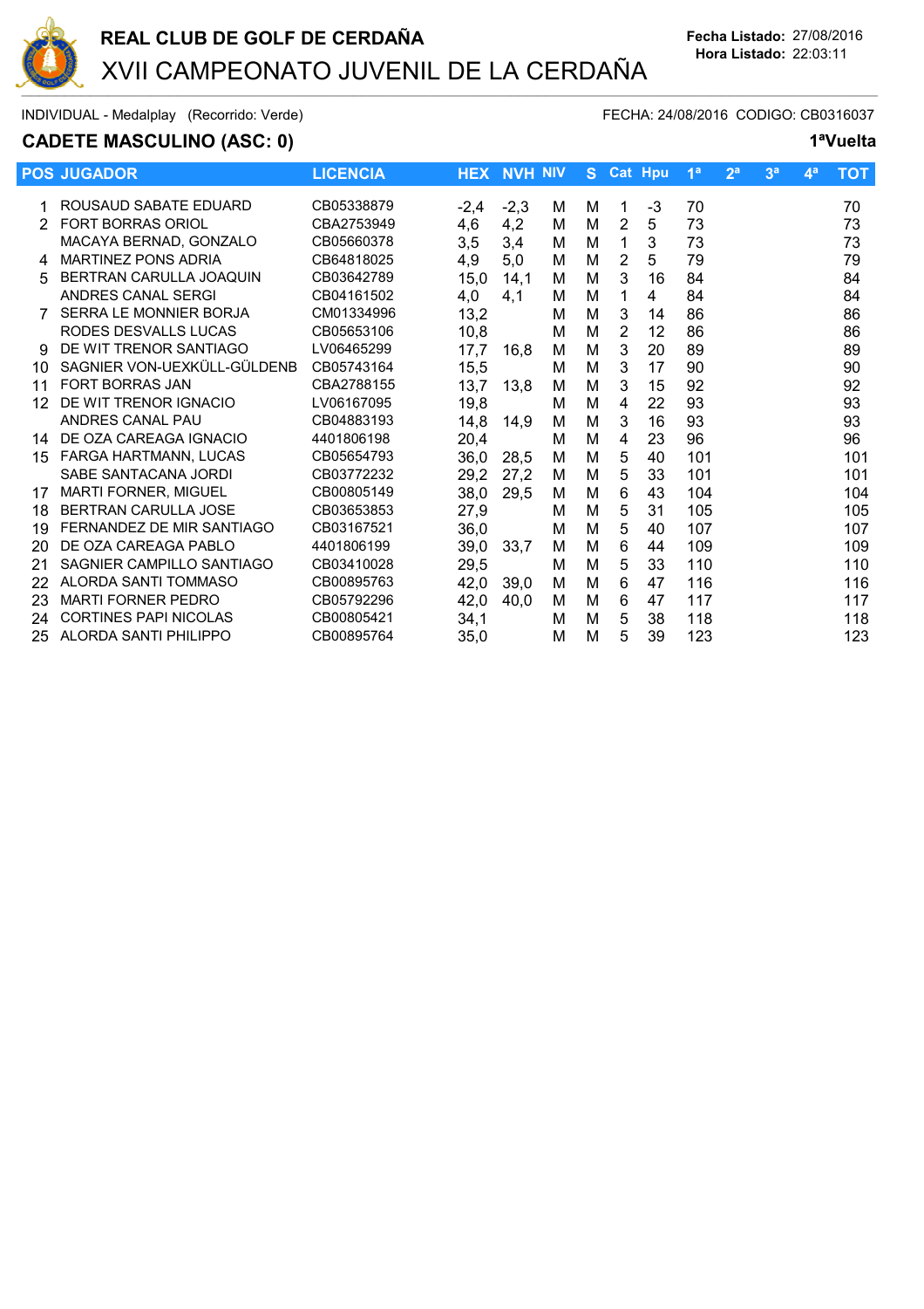# REAL CLUB DE GOLF DE CERDAÑA

## XVII CAMPEONATO JUVENIL DE LA CERDAÑA

**Fecha Listado:** 27/08/2016
**Hora Listado:** 22:03:11

INDIVIDUAL - Medalplay (Recorrido: Verde) FECHA: 24/08/2016 CODIGO: CB0316037

### CADETE MASCULINO (ASC: 0) 1ªVuelta

| POS | JUGADOR | LICENCIA | HEX | NVH | NIV | S | Cat | Hpu | 1ª | 2ª | 3ª | 4ª | TOT |
|---|---|---|---|---|---|---|---|---|---|---|---|---|---|
| 1 | ROUSAUD SABATE EDUARD | CB05338879 | -2,4 | -2,3 | M | M | 1 | -3 | 70 | | | | 70 |
| 2 | FORT BORRAS ORIOL | CBA2753949 | 4,6 | 4,2 | M | M | 2 | 5 | 73 | | | | 73 |
| | MACAYA BERNAD, GONZALO | CB05660378 | 3,5 | 3,4 | M | M | 1 | 3 | 73 | | | | 73 |
| 4 | MARTINEZ PONS ADRIA | CB64818025 | 4,9 | 5,0 | M | M | 2 | 5 | 79 | | | | 79 |
| 5 | BERTRAN CARULLA JOAQUIN | CB03642789 | 15,0 | 14,1 | M | M | 3 | 16 | 84 | | | | 84 |
| | ANDRES CANAL SERGI | CB04161502 | 4,0 | 4,1 | M | M | 1 | 4 | 84 | | | | 84 |
| 7 | SERRA LE MONNIER BORJA | CM01334996 | 13,2 | | M | M | 3 | 14 | 86 | | | | 86 |
| | RODES DESVALLS LUCAS | CB05653106 | 10,8 | | M | M | 2 | 12 | 86 | | | | 86 |
| 9 | DE WIT TRENOR SANTIAGO | LV06465299 | 17,7 | 16,8 | M | M | 3 | 20 | 89 | | | | 89 |
| 10 | SAGNIER VON-UEXKÜLL-GÜLDENB | CB05743164 | 15,5 | | M | M | 3 | 17 | 90 | | | | 90 |
| 11 | FORT BORRAS JAN | CBA2788155 | 13,7 | 13,8 | M | M | 3 | 15 | 92 | | | | 92 |
| 12 | DE WIT TRENOR IGNACIO | LV06167095 | 19,8 | | M | M | 4 | 22 | 93 | | | | 93 |
| | ANDRES CANAL PAU | CB04883193 | 14,8 | 14,9 | M | M | 3 | 16 | 93 | | | | 93 |
| 14 | DE OZA CAREAGA IGNACIO | 4401806198 | 20,4 | | M | M | 4 | 23 | 96 | | | | 96 |
| 15 | FARGA HARTMANN, LUCAS | CB05654793 | 36,0 | 28,5 | M | M | 5 | 40 | 101 | | | | 101 |
| | SABE SANTACANA JORDI | CB03772232 | 29,2 | 27,2 | M | M | 5 | 33 | 101 | | | | 101 |
| 17 | MARTI FORNER, MIGUEL | CB00805149 | 38,0 | 29,5 | M | M | 6 | 43 | 104 | | | | 104 |
| 18 | BERTRAN CARULLA JOSE | CB03653853 | 27,9 | | M | M | 5 | 31 | 105 | | | | 105 |
| 19 | FERNANDEZ DE MIR SANTIAGO | CB03167521 | 36,0 | | M | M | 5 | 40 | 107 | | | | 107 |
| 20 | DE OZA CAREAGA PABLO | 4401806199 | 39,0 | 33,7 | M | M | 6 | 44 | 109 | | | | 109 |
| 21 | SAGNIER CAMPILLO SANTIAGO | CB03410028 | 29,5 | | M | M | 5 | 33 | 110 | | | | 110 |
| 22 | ALORDA SANTI TOMMASO | CB00895763 | 42,0 | 39,0 | M | M | 6 | 47 | 116 | | | | 116 |
| 23 | MARTI FORNER PEDRO | CB05792296 | 42,0 | 40,0 | M | M | 6 | 47 | 117 | | | | 117 |
| 24 | CORTINES PAPI NICOLAS | CB00805421 | 34,1 | | M | M | 5 | 38 | 118 | | | | 118 |
| 25 | ALORDA SANTI PHILIPPO | CB00895764 | 35,0 | | M | M | 5 | 39 | 123 | | | | 123 |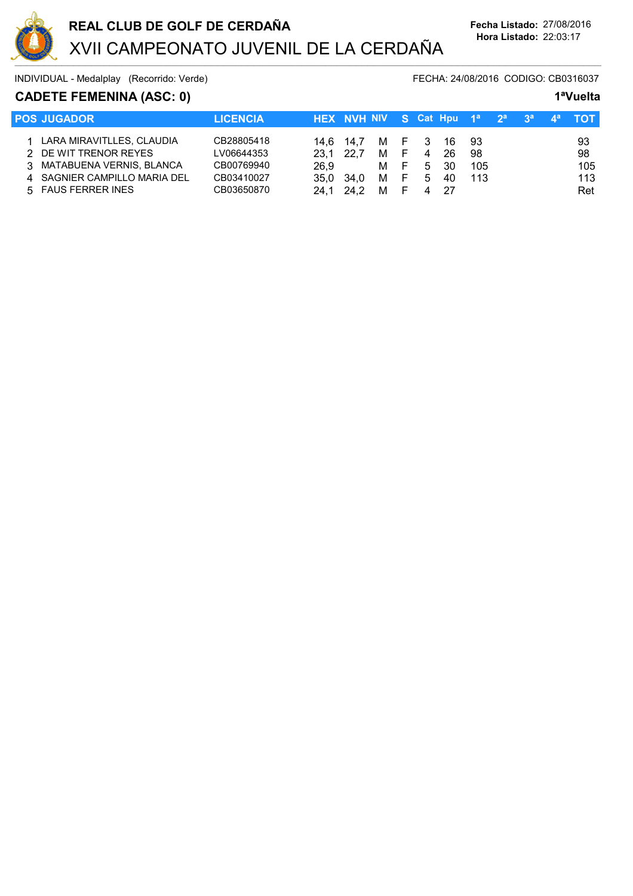# REAL CLUB DE GOLF DE CERDAÑA

## XVII CAMPEONATO JUVENIL DE LA CERDAÑA

**Fecha Listado:** 27/08/2016
**Hora Listado:** 22:03:17

INDIVIDUAL - Medalplay (Recorrido: Verde)

FECHA: 24/08/2016 CODIGO: CB0316037

### CADETE FEMENINA (ASC: 0)

**1ªVuelta**

| POS | JUGADOR | LICENCIA | HEX | NVH | NIV | S | Cat | Hpu | 1ª | 2ª | 3ª | 4ª | TOT |
|---|---|---|---|---|---|---|---|---|---|---|---|---|---|
| 1 | LARA MIRAVITLLES, CLAUDIA | CB28805418 | 14,6 | 14,7 | M | F | 3 | 16 | 93 | | | | 93 |
| 2 | DE WIT TRENOR REYES | LV06644353 | 23,1 | 22,7 | M | F | 4 | 26 | 98 | | | | 98 |
| 3 | MATABUENA VERNIS, BLANCA | CB00769940 | 26,9 | | M | F | 5 | 30 | 105 | | | | 105 |
| 4 | SAGNIER CAMPILLO MARIA DEL | CB03410027 | 35,0 | 34,0 | M | F | 5 | 40 | 113 | | | | 113 |
| 5 | FAUS FERRER INES | CB03650870 | 24,1 | 24,2 | M | F | 4 | 27 | | | | | Ret |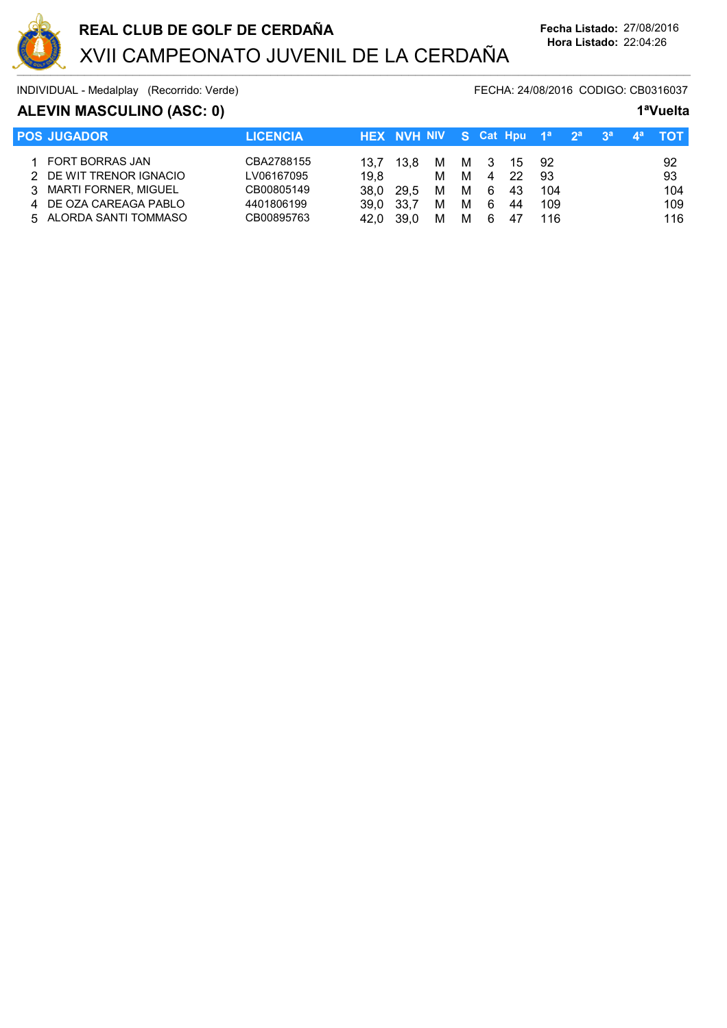# REAL CLUB DE GOLF DE CERDAÑA

## XVII CAMPEONATO JUVENIL DE LA CERDAÑA

**Fecha Listado:** 27/08/2016
**Hora Listado:** 22:04:26

INDIVIDUAL - Medalplay (Recorrido: Verde)

FECHA: 24/08/2016 CODIGO: CB0316037

### ALEVIN MASCULINO (ASC: 0)

**1ªVuelta**

| POS | JUGADOR | LICENCIA | HEX | NVH | NIV | S | Cat | Hpu | 1ª | 2ª | 3ª | 4ª | TOT |
|---|---|---|---|---|---|---|---|---|---|---|---|---|---|
| 1 | FORT BORRAS JAN | CBA2788155 | 13,7 | 13,8 | M | M | 3 | 15 | 92 | | | | 92 |
| 2 | DE WIT TRENOR IGNACIO | LV06167095 | 19,8 | | M | M | 4 | 22 | 93 | | | | 93 |
| 3 | MARTI FORNER, MIGUEL | CB00805149 | 38,0 | 29,5 | M | M | 6 | 43 | 104 | | | | 104 |
| 4 | DE OZA CAREAGA PABLO | 4401806199 | 39,0 | 33,7 | M | M | 6 | 44 | 109 | | | | 109 |
| 5 | ALORDA SANTI TOMMASO | CB00895763 | 42,0 | 39,0 | M | M | 6 | 47 | 116 | | | | 116 |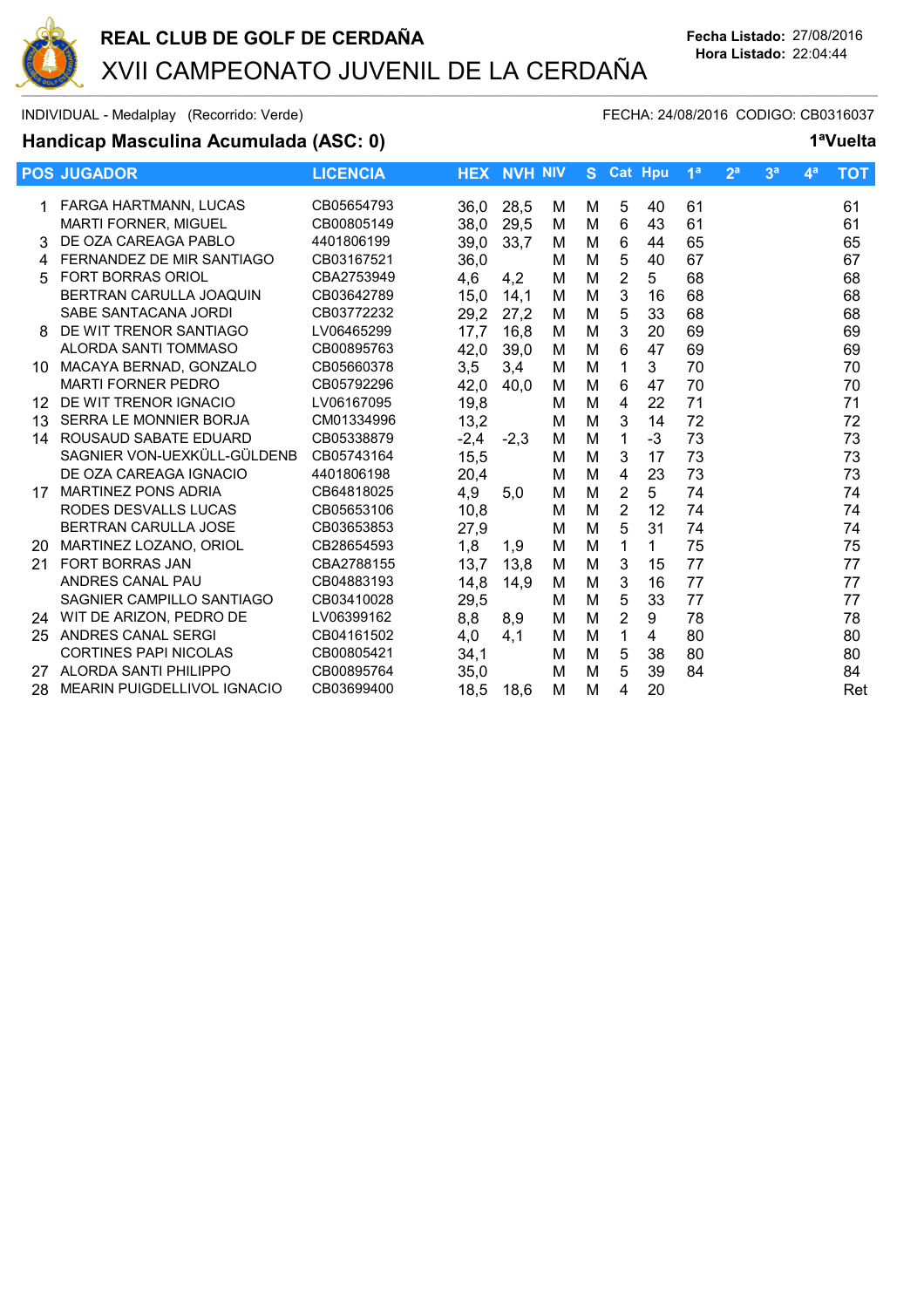# REAL CLUB DE GOLF DE CERDAÑA

## XVII CAMPEONATO JUVENIL DE LA CERDAÑA

**Fecha Listado:** 27/08/2016
**Hora Listado:** 22:04:44

INDIVIDUAL - Medalplay (Recorrido: Verde) FECHA: 24/08/2016 CODIGO: CB0316037

### Handicap Masculina Acumulada (ASC: 0)

**1ªVuelta**

| POS | JUGADOR | LICENCIA | HEX | NVH | NIV | S | Cat | Hpu | 1ª | 2ª | 3ª | 4ª | TOT |
|---|---|---|---|---|---|---|---|---|---|---|---|---|---|
| 1 | FARGA HARTMANN, LUCAS | CB05654793 | 36,0 | 28,5 | M | M | 5 | 40 | 61 | | | | 61 |
| | MARTI FORNER, MIGUEL | CB00805149 | 38,0 | 29,5 | M | M | 6 | 43 | 61 | | | | 61 |
| 3 | DE OZA CAREAGA PABLO | 4401806199 | 39,0 | 33,7 | M | M | 6 | 44 | 65 | | | | 65 |
| 4 | FERNANDEZ DE MIR SANTIAGO | CB03167521 | 36,0 | | M | M | 5 | 40 | 67 | | | | 67 |
| 5 | FORT BORRAS ORIOL | CBA2753949 | 4,6 | 4,2 | M | M | 2 | 5 | 68 | | | | 68 |
| | BERTRAN CARULLA JOAQUIN | CB03642789 | 15,0 | 14,1 | M | M | 3 | 16 | 68 | | | | 68 |
| | SABE SANTACANA JORDI | CB03772232 | 29,2 | 27,2 | M | M | 5 | 33 | 68 | | | | 68 |
| 8 | DE WIT TRENOR SANTIAGO | LV06465299 | 17,7 | 16,8 | M | M | 3 | 20 | 69 | | | | 69 |
| | ALORDA SANTI TOMMASO | CB00895763 | 42,0 | 39,0 | M | M | 6 | 47 | 69 | | | | 69 |
| 10 | MACAYA BERNAD, GONZALO | CB05660378 | 3,5 | 3,4 | M | M | 1 | 3 | 70 | | | | 70 |
| | MARTI FORNER PEDRO | CB05792296 | 42,0 | 40,0 | M | M | 6 | 47 | 70 | | | | 70 |
| 12 | DE WIT TRENOR IGNACIO | LV06167095 | 19,8 | | M | M | 4 | 22 | 71 | | | | 71 |
| 13 | SERRA LE MONNIER BORJA | CM01334996 | 13,2 | | M | M | 3 | 14 | 72 | | | | 72 |
| 14 | ROUSAUD SABATE EDUARD | CB05338879 | -2,4 | -2,3 | M | M | 1 | -3 | 73 | | | | 73 |
| | SAGNIER VON-UEXKÜLL-GÜLDENB | CB05743164 | 15,5 | | M | M | 3 | 17 | 73 | | | | 73 |
| | DE OZA CAREAGA IGNACIO | 4401806198 | 20,4 | | M | M | 4 | 23 | 73 | | | | 73 |
| 17 | MARTINEZ PONS ADRIA | CB64818025 | 4,9 | 5,0 | M | M | 2 | 5 | 74 | | | | 74 |
| | RODES DESVALLS LUCAS | CB05653106 | 10,8 | | M | M | 2 | 12 | 74 | | | | 74 |
| | BERTRAN CARULLA JOSE | CB03653853 | 27,9 | | M | M | 5 | 31 | 74 | | | | 74 |
| 20 | MARTINEZ LOZANO, ORIOL | CB28654593 | 1,8 | 1,9 | M | M | 1 | 1 | 75 | | | | 75 |
| 21 | FORT BORRAS JAN | CBA2788155 | 13,7 | 13,8 | M | M | 3 | 15 | 77 | | | | 77 |
| | ANDRES CANAL PAU | CB04883193 | 14,8 | 14,9 | M | M | 3 | 16 | 77 | | | | 77 |
| | SAGNIER CAMPILLO SANTIAGO | CB03410028 | 29,5 | | M | M | 5 | 33 | 77 | | | | 77 |
| 24 | WIT DE ARIZON, PEDRO DE | LV06399162 | 8,8 | 8,9 | M | M | 2 | 9 | 78 | | | | 78 |
| 25 | ANDRES CANAL SERGI | CB04161502 | 4,0 | 4,1 | M | M | 1 | 4 | 80 | | | | 80 |
| | CORTINES PAPI NICOLAS | CB00805421 | 34,1 | | M | M | 5 | 38 | 80 | | | | 80 |
| 27 | ALORDA SANTI PHILIPPO | CB00895764 | 35,0 | | M | M | 5 | 39 | 84 | | | | 84 |
| 28 | MEARIN PUIGDELLIVOL IGNACIO | CB03699400 | 18,5 | 18,6 | M | M | 4 | 20 | | | | | Ret |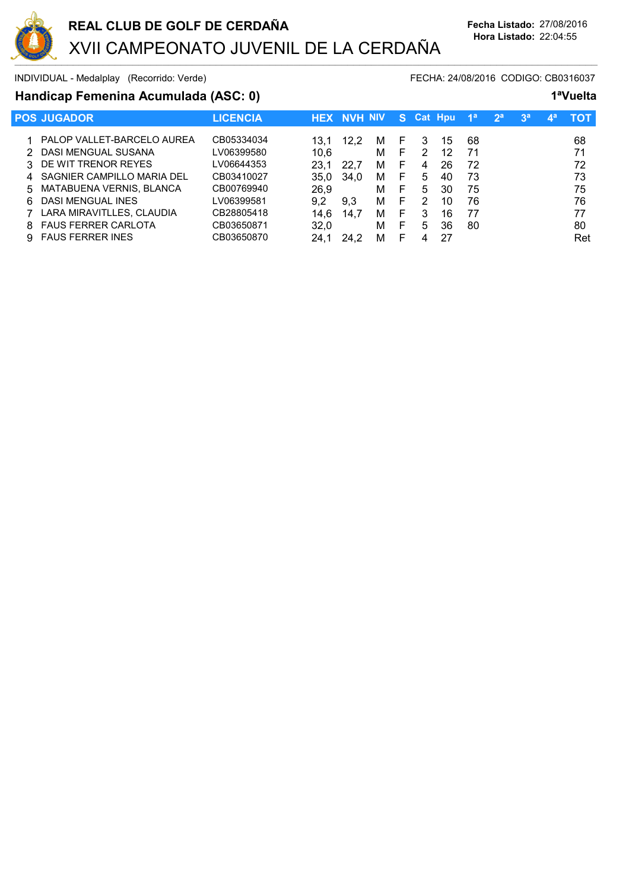# REAL CLUB DE GOLF DE CERDAÑA

## XVII CAMPEONATO JUVENIL DE LA CERDAÑA

**Fecha Listado:** 27/08/2016
**Hora Listado:** 22:04:55

INDIVIDUAL - Medalplay (Recorrido: Verde) FECHA: 24/08/2016 CODIGO: CB0316037

### Handicap Femenina Acumulada (ASC: 0) 1ªVuelta

| POS | JUGADOR | LICENCIA | HEX | NVH | NIV | S | Cat | Hpu | 1ª | 2ª | 3ª | 4ª | TOT |
|---|---|---|---|---|---|---|---|---|---|---|---|---|---|
| 1 | PALOP VALLET-BARCELO AUREA | CB05334034 | 13,1 | 12,2 | M | F | 3 | 15 | 68 | | | | 68 |
| 2 | DASI MENGUAL SUSANA | LV06399580 | 10,6 | | M | F | 2 | 12 | 71 | | | | 71 |
| 3 | DE WIT TRENOR REYES | LV06644353 | 23,1 | 22,7 | M | F | 4 | 26 | 72 | | | | 72 |
| 4 | SAGNIER CAMPILLO MARIA DEL | CB03410027 | 35,0 | 34,0 | M | F | 5 | 40 | 73 | | | | 73 |
| 5 | MATABUENA VERNIS, BLANCA | CB00769940 | 26,9 | | M | F | 5 | 30 | 75 | | | | 75 |
| 6 | DASI MENGUAL INES | LV06399581 | 9,2 | 9,3 | M | F | 2 | 10 | 76 | | | | 76 |
| 7 | LARA MIRAVITLLES, CLAUDIA | CB28805418 | 14,6 | 14,7 | M | F | 3 | 16 | 77 | | | | 77 |
| 8 | FAUS FERRER CARLOTA | CB03650871 | 32,0 | | M | F | 5 | 36 | 80 | | | | 80 |
| 9 | FAUS FERRER INES | CB03650870 | 24,1 | 24,2 | M | F | 4 | 27 | | | | | Ret |